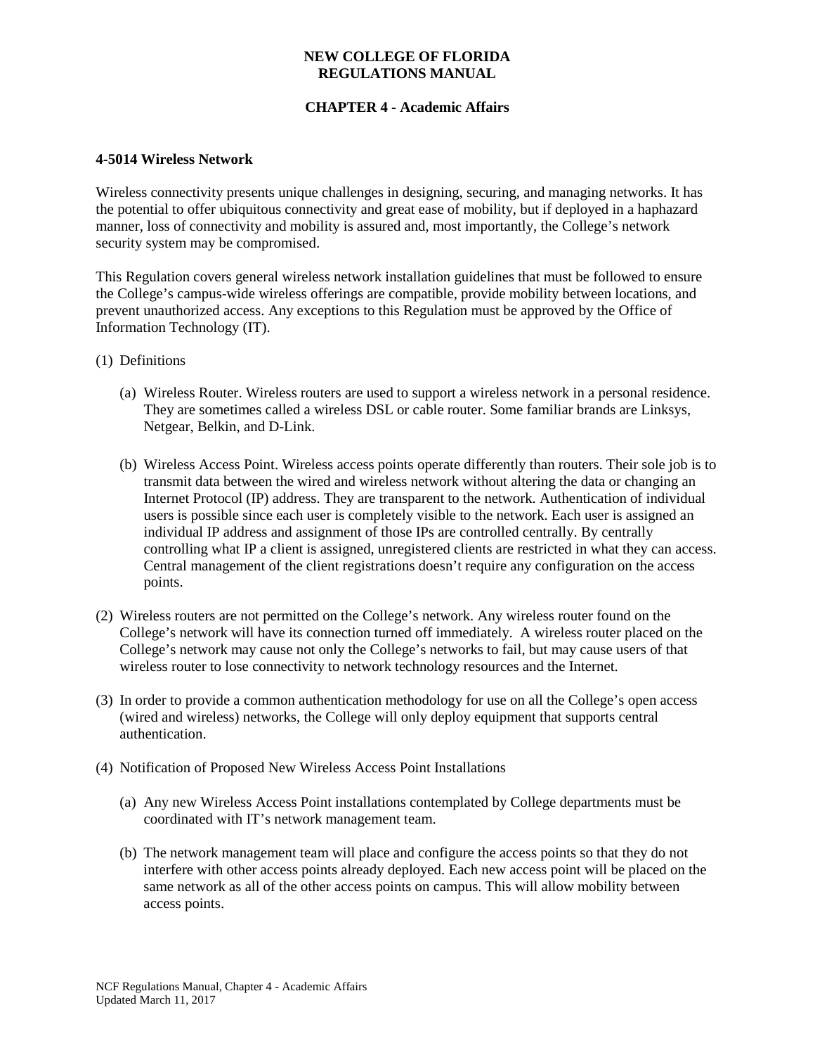# NEW COLLEGE OF FLORIDA REGULATIONS MANUAL

## CHAPTER 4 - Academic Affairs

### 4-5014 Wireless Network

Wireless connectivity presents unique challenges in designing, securing, and managing networks. It has the potential to offer ubiquitous connectivity and great ease of mobility, but if deployed in a haphazard manner, loss of connectivity and mobility is assured and, most importantly, the College's network security system may be compromised.

This Regulation covers general wireless network installation guidelines that must be followed to ensure the College's campus-wide wireless offerings are compatible, provide mobility between locations, and prevent unauthorized access. Any exceptions to this Regulation must be approved by the Office of Information Technology (IT).

(1) Definitions

(a) Wireless Router. Wireless routers are used to support a wireless network in a personal residence. They are sometimes called a wireless DSL or cable router. Some familiar brands are Linksys, Netgear, Belkin, and D-Link.

(b) Wireless Access Point. Wireless access points operate differently than routers. Their sole job is to transmit data between the wired and wireless network without altering the data or changing an Internet Protocol (IP) address. They are transparent to the network. Authentication of individual users is possible since each user is completely visible to the network. Each user is assigned an individual IP address and assignment of those IPs are controlled centrally. By centrally controlling what IP a client is assigned, unregistered clients are restricted in what they can access. Central management of the client registrations doesn't require any configuration on the access points.

(2) Wireless routers are not permitted on the College's network. Any wireless router found on the College's network will have its connection turned off immediately. A wireless router placed on the College's network may cause not only the College's networks to fail, but may cause users of that wireless router to lose connectivity to network technology resources and the Internet.

(3) In order to provide a common authentication methodology for use on all the College's open access (wired and wireless) networks, the College will only deploy equipment that supports central authentication.

(4) Notification of Proposed New Wireless Access Point Installations

(a) Any new Wireless Access Point installations contemplated by College departments must be coordinated with IT's network management team.

(b) The network management team will place and configure the access points so that they do not interfere with other access points already deployed. Each new access point will be placed on the same network as all of the other access points on campus. This will allow mobility between access points.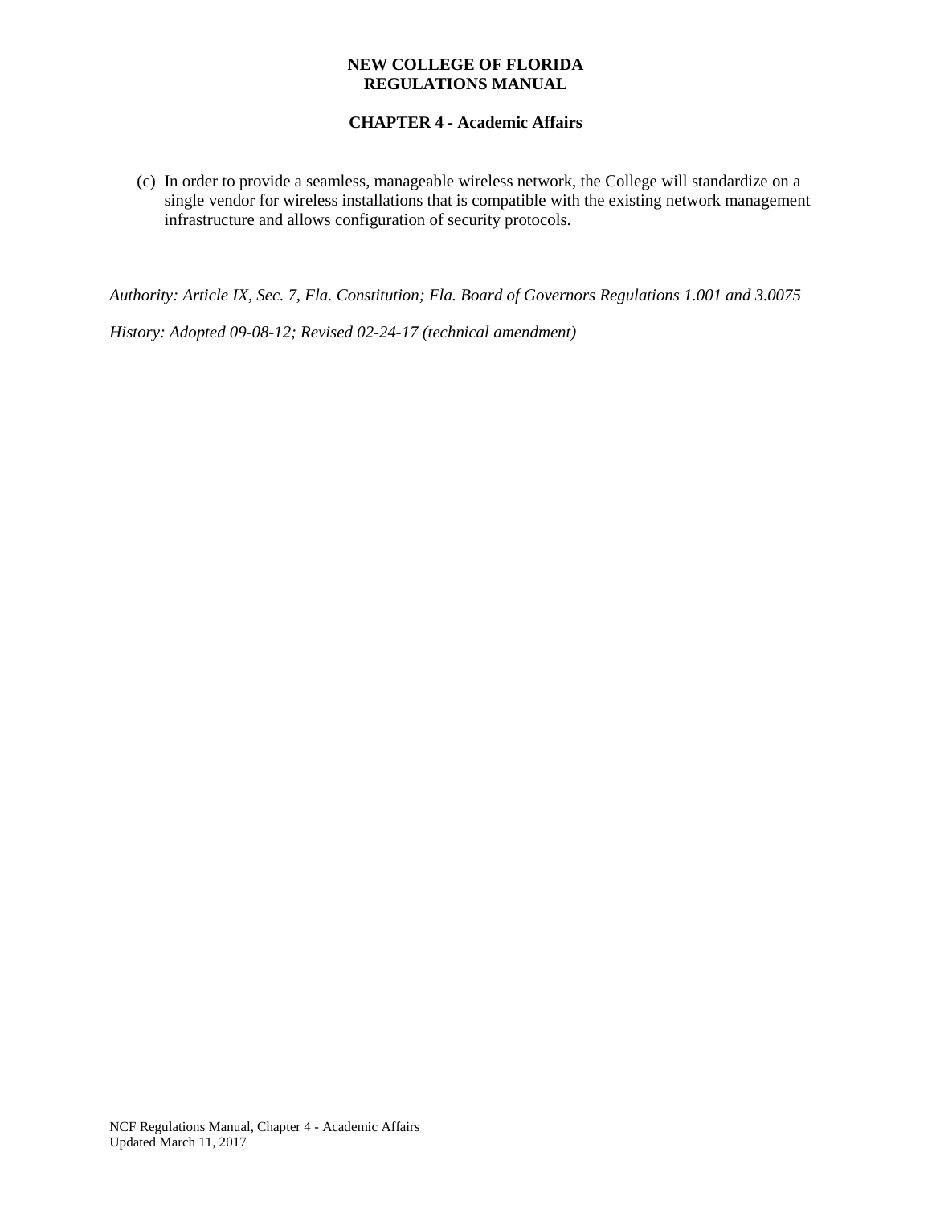(c) In order to provide a seamless, manageable wireless network, the College will standardize on a single vendor for wireless installations that is compatible with the existing network management infrastructure and allows configuration of security protocols.

*Authority: Article IX, Sec. 7, Fla. Constitution; Fla. Board of Governors Regulations 1.001 and 3.0075*

*History: Adopted 09-08-12; Revised 02-24-17 (technical amendment)*